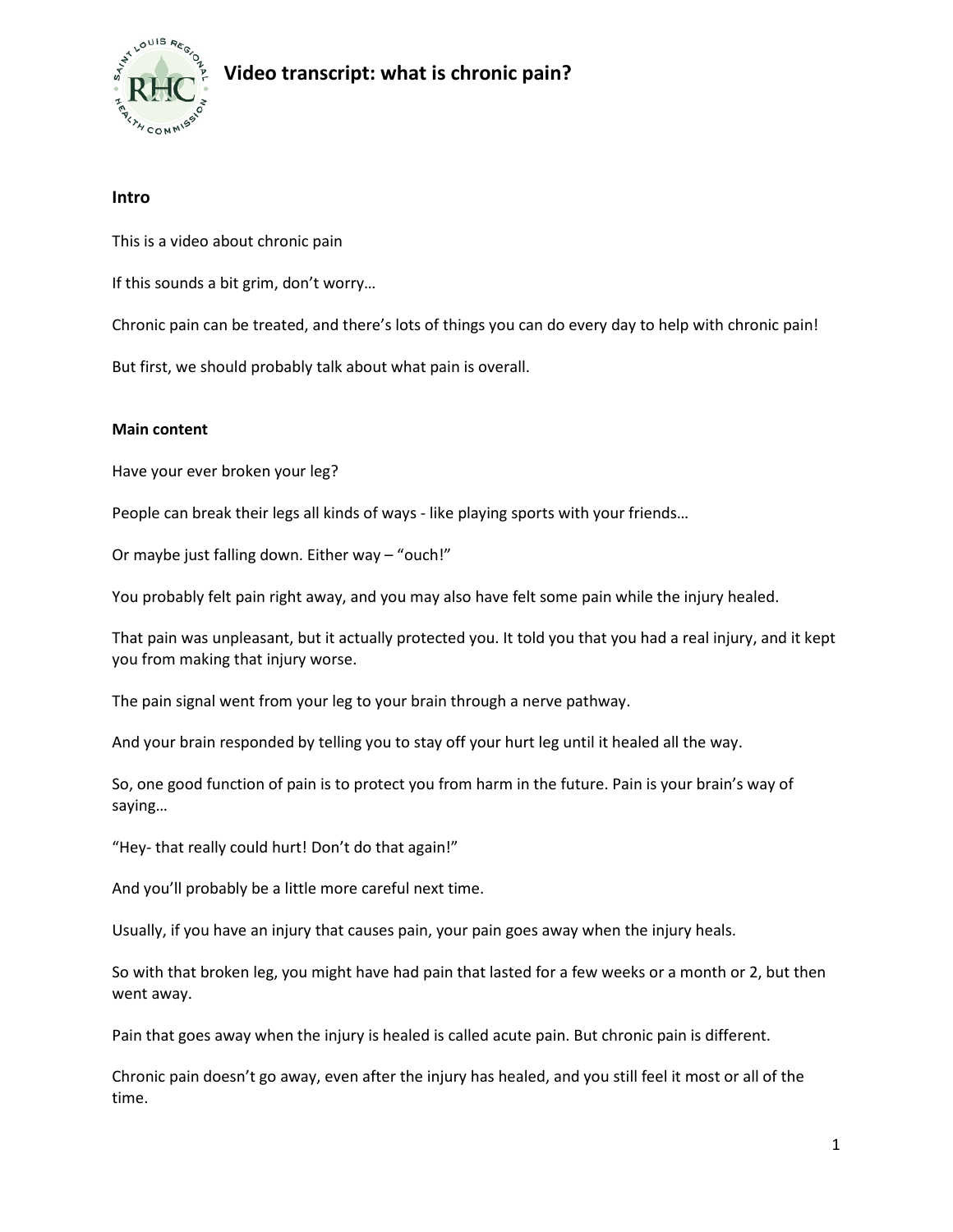# Video transcript: what is chronic pain?

### Intro

This is a video about chronic pain

If this sounds a bit grim, don't worry…

Chronic pain can be treated, and there's lots of things you can do every day to help with chronic pain!

But first, we should probably talk about what pain is overall.

### Main content

Have your ever broken your leg?

People can break their legs all kinds of ways - like playing sports with your friends…

Or maybe just falling down. Either way – "ouch!"

You probably felt pain right away, and you may also have felt some pain while the injury healed.

That pain was unpleasant, but it actually protected you. It told you that you had a real injury, and it kept you from making that injury worse.

The pain signal went from your leg to your brain through a nerve pathway.

And your brain responded by telling you to stay off your hurt leg until it healed all the way.

So, one good function of pain is to protect you from harm in the future. Pain is your brain's way of saying…

"Hey- that really could hurt! Don't do that again!"

And you'll probably be a little more careful next time.

Usually, if you have an injury that causes pain, your pain goes away when the injury heals.

So with that broken leg, you might have had pain that lasted for a few weeks or a month or 2, but then went away.

Pain that goes away when the injury is healed is called acute pain. But chronic pain is different.

Chronic pain doesn't go away, even after the injury has healed, and you still feel it most or all of the time.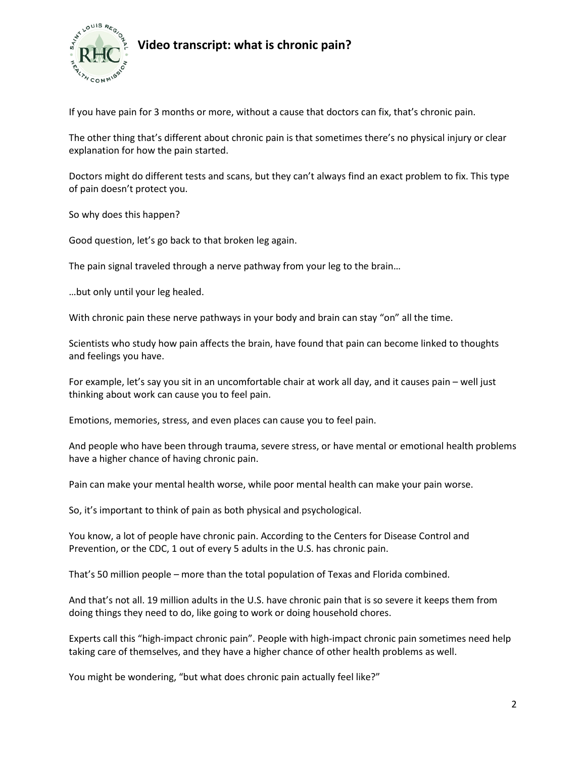If you have pain for 3 months or more, without a cause that doctors can fix, that's chronic pain.

The other thing that's different about chronic pain is that sometimes there's no physical injury or clear explanation for how the pain started.

Doctors might do different tests and scans, but they can't always find an exact problem to fix. This type of pain doesn't protect you.

So why does this happen?

Good question, let's go back to that broken leg again.

The pain signal traveled through a nerve pathway from your leg to the brain…

…but only until your leg healed.

With chronic pain these nerve pathways in your body and brain can stay "on" all the time.

Scientists who study how pain affects the brain, have found that pain can become linked to thoughts and feelings you have.

For example, let's say you sit in an uncomfortable chair at work all day, and it causes pain – well just thinking about work can cause you to feel pain.

Emotions, memories, stress, and even places can cause you to feel pain.

And people who have been through trauma, severe stress, or have mental or emotional health problems have a higher chance of having chronic pain.

Pain can make your mental health worse, while poor mental health can make your pain worse.

So, it's important to think of pain as both physical and psychological.

You know, a lot of people have chronic pain. According to the Centers for Disease Control and Prevention, or the CDC, 1 out of every 5 adults in the U.S. has chronic pain.

That's 50 million people – more than the total population of Texas and Florida combined.

And that's not all. 19 million adults in the U.S. have chronic pain that is so severe it keeps them from doing things they need to do, like going to work or doing household chores.

Experts call this "high-impact chronic pain". People with high-impact chronic pain sometimes need help taking care of themselves, and they have a higher chance of other health problems as well.

You might be wondering, "but what does chronic pain actually feel like?"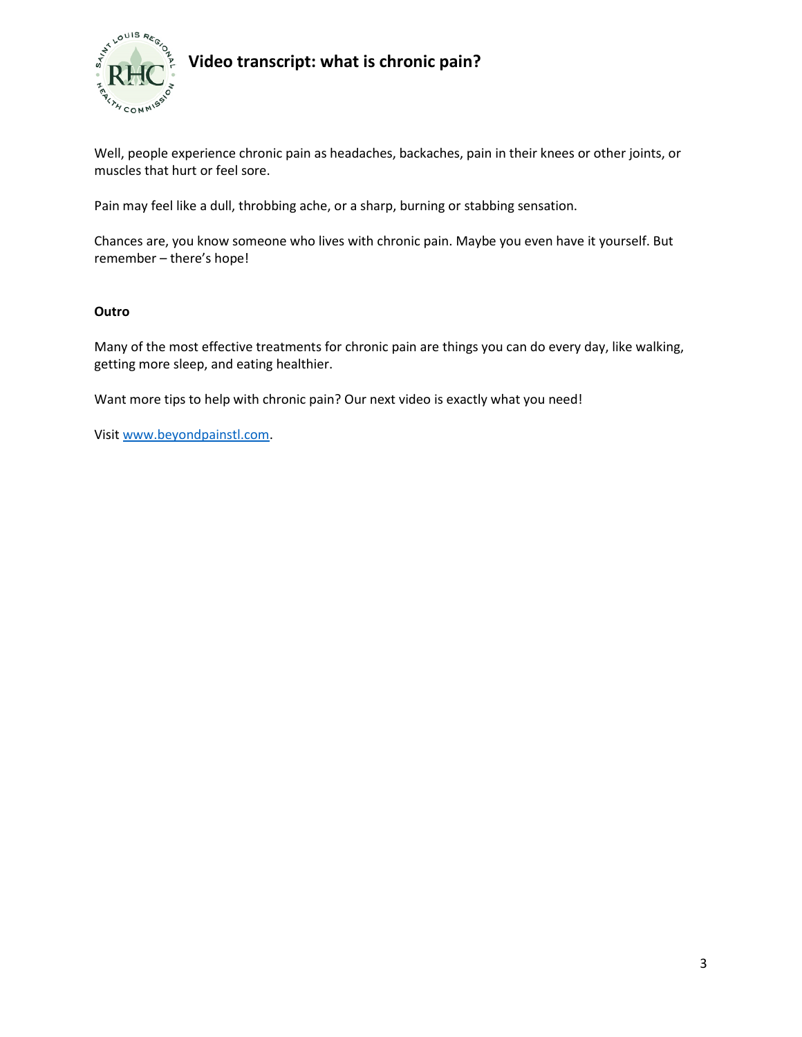# Video transcript: what is chronic pain?

Well, people experience chronic pain as headaches, backaches, pain in their knees or other joints, or muscles that hurt or feel sore.

Pain may feel like a dull, throbbing ache, or a sharp, burning or stabbing sensation.

Chances are, you know someone who lives with chronic pain. Maybe you even have it yourself. But remember – there's hope!

**Outro**

Many of the most effective treatments for chronic pain are things you can do every day, like walking, getting more sleep, and eating healthier.

Want more tips to help with chronic pain? Our next video is exactly what you need!

Visit [www.beyondpainstl.com](http://www.beyondpainstl.com).